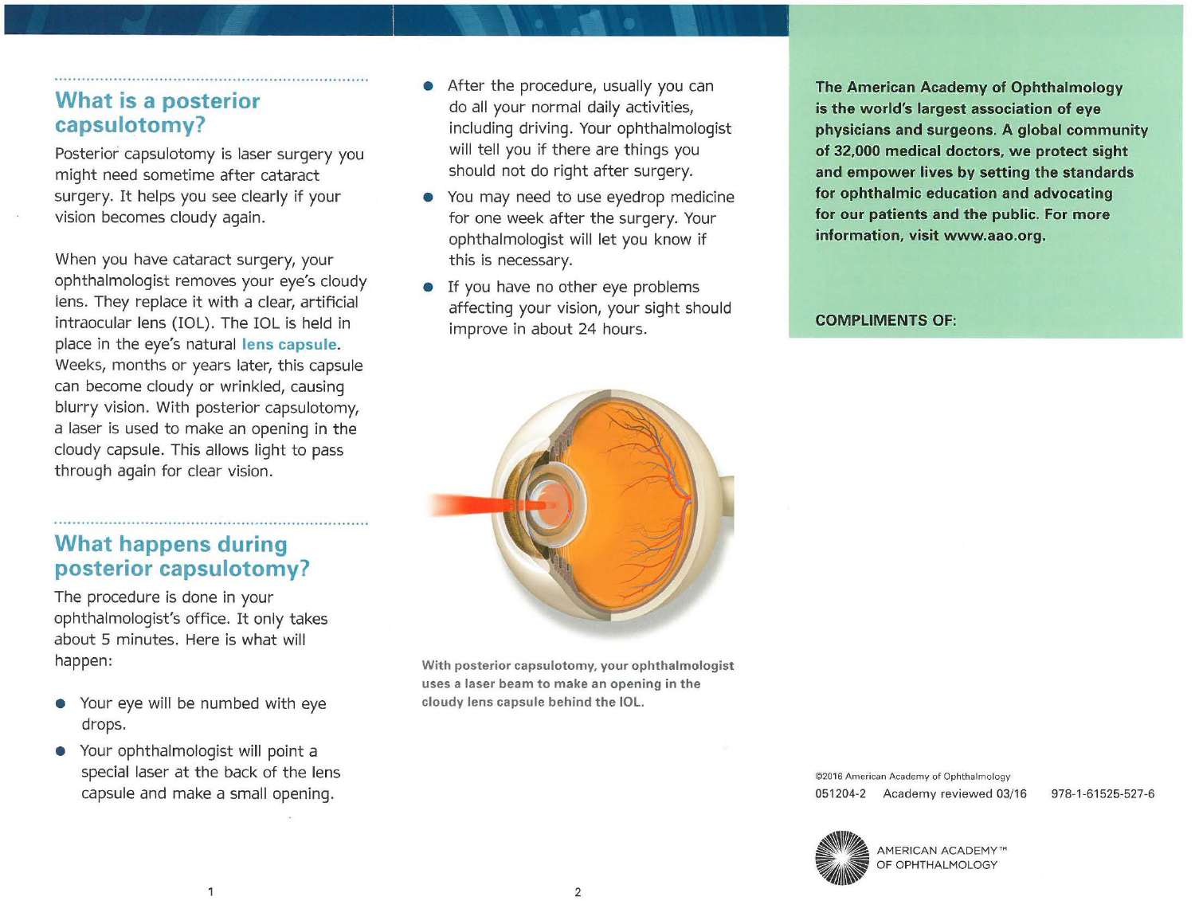## What is a posterior capsulotomy?

Posterior capsulotomy is laser surgery you might need sometime after cataract surgery. It helps you see clearly if your vision becomes cloudy again.

When you have cataract surgery, your ophthalmologist removes your eye's cloudy lens. They replace it with a clear, artificial intraocular lens (IOL). The IOL is held in place in the eye's natural **lens capsule**. Weeks, months or years later, this capsule can become cloudy or wrinkled, causing blurry vision. With posterior capsulotomy, a laser is used to make an opening in the cloudy capsule. This allows light to pass through again for clear vision.

## What happens during posterior capsulotomy?

The procedure is done in your ophthalmologist's office. It only takes about 5 minutes. Here is what will happen:

- Your eye will be numbed with eye drops.
- Your ophthalmologist will point a special laser at the back of the lens capsule and make a small opening.
- After the procedure, usually you can do all your normal daily activities, including driving. Your ophthalmologist will tell you if there are things you should not do right after surgery.
- You may need to use eyedrop medicine for one week after the surgery. Your ophthalmologist will let you know if this is necessary.
- If you have no other eye problems affecting your vision, your sight should improve in about 24 hours.

**With posterior capsulotomy, your ophthalmologist uses a laser beam to make an opening in the cloudy lens capsule behind the IOL.**

**The American Academy of Ophthalmology is the world's largest association of eye physicians and surgeons. A global community of 32,000 medical doctors, we protect sight and empower lives by setting the standards for ophthalmic education and advocating for our patients and the public. For more information, visit www.aao.org.**

**COMPLIMENTS OF:**

©2016 American Academy of Ophthalmology

051204-2 Academy reviewed 03/16 978-1-61525-527-6

AMERICAN ACADEMY™ OF OPHTHALMOLOGY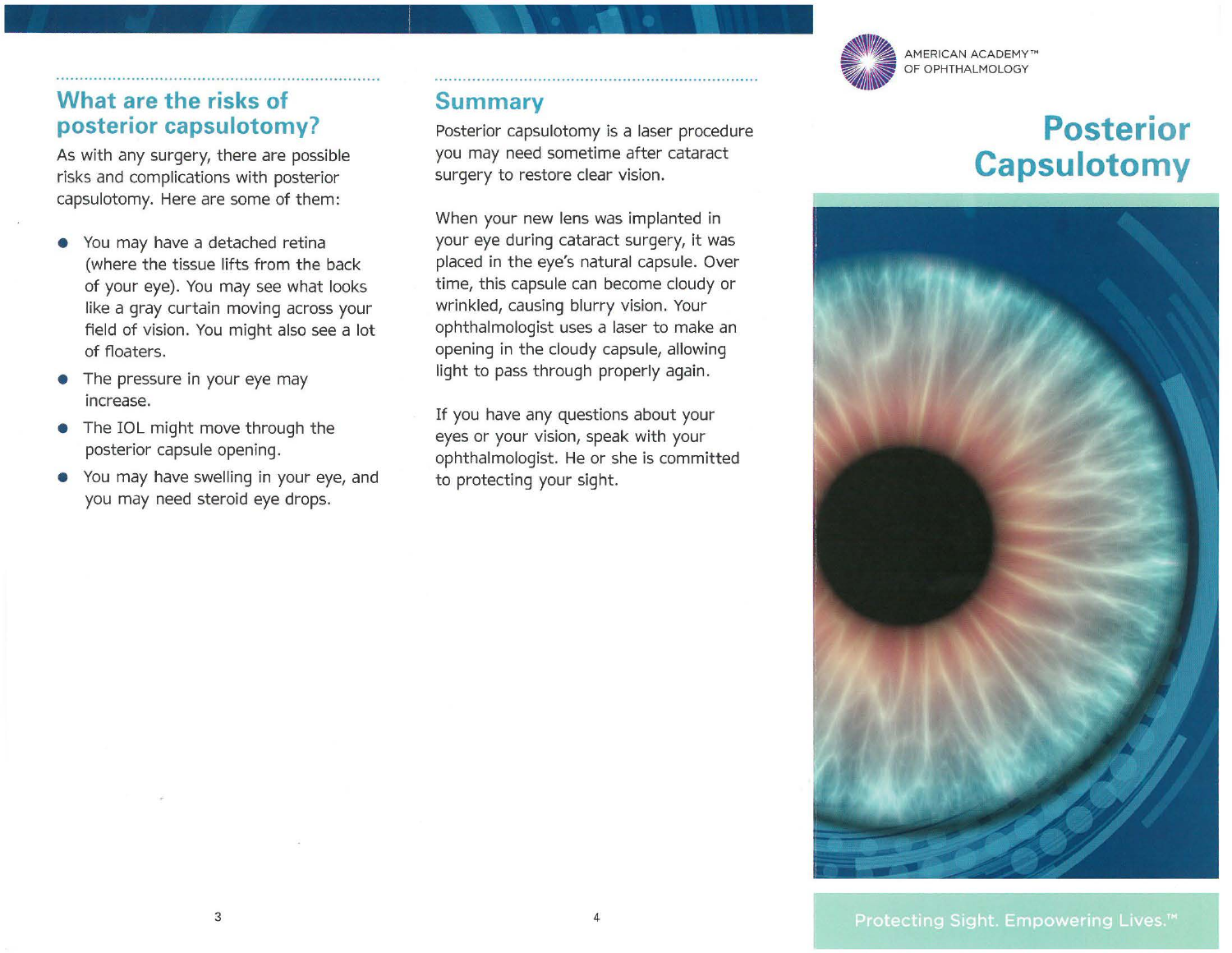## What are the risks of posterior capsulotomy?

As with any surgery, there are possible risks and complications with posterior capsulotomy. Here are some of them:

- You may have a detached retina (where the tissue lifts from the back of your eye). You may see what looks like a gray curtain moving across your field of vision. You might also see a lot of floaters.
- The pressure in your eye may increase.
- The IOL might move through the posterior capsule opening.
- You may have swelling in your eye, and you may need steroid eye drops.

## Summary

Posterior capsulotomy is a laser procedure you may need sometime after cataract surgery to restore clear vision.

When your new lens was implanted in your eye during cataract surgery, it was placed in the eye's natural capsule. Over time, this capsule can become cloudy or wrinkled, causing blurry vision. Your ophthalmologist uses a laser to make an opening in the cloudy capsule, allowing light to pass through properly again.

If you have any questions about your eyes or your vision, speak with your ophthalmologist. He or she is committed to protecting your sight.

AMERICAN ACADEMY™
OF OPHTHALMOLOGY

# Posterior Capsulotomy

Protecting Sight. Empowering Lives.™